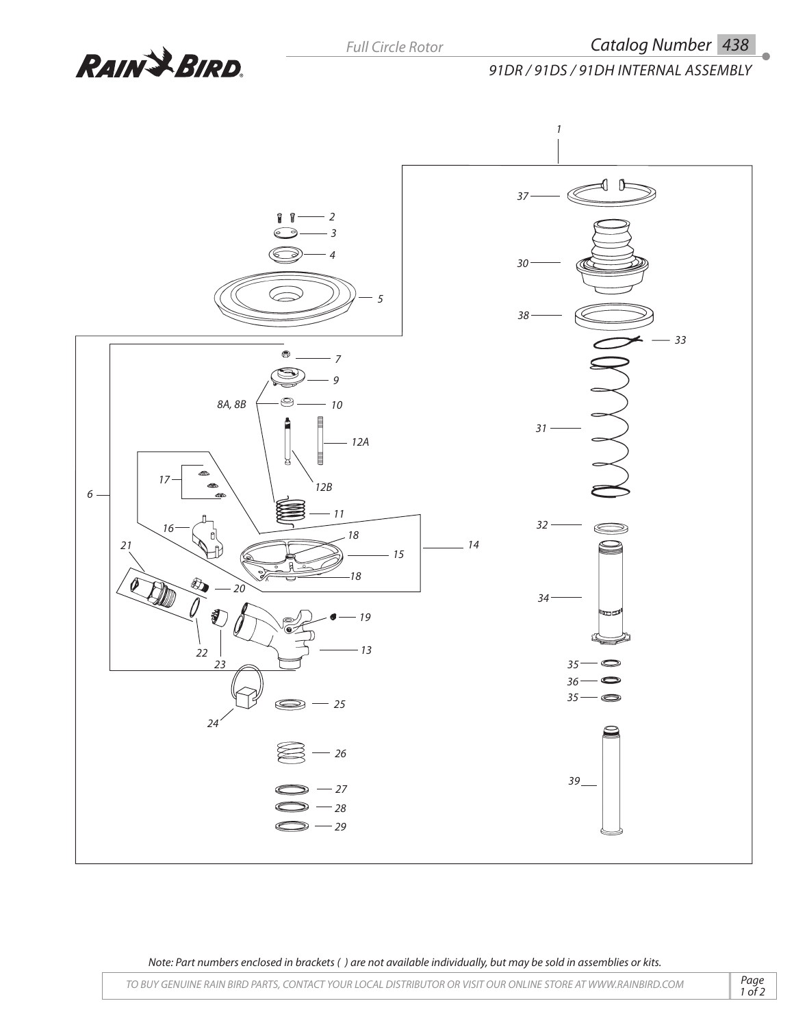Full Circle Rotor

Catalog Number 438

# 91DR / 91DS / 91DH INTERNAL ASSEMBLY

1
37
2
3
30
4
5
38
33
7
9
8A, 8B
10
31
12A
17
12B
6
11
32
16
18
14
21
15
18
20
34
19
22
13
23
35
36
35
24
25
26
39
27
28
29

Note: Part numbers enclosed in brackets ( ) are not available individually, but may be sold in assemblies or kits.

TO BUY GENUINE RAIN BIRD PARTS, CONTACT YOUR LOCAL DISTRIBUTOR OR VISIT OUR ONLINE STORE AT WWW.RAINBIRD.COM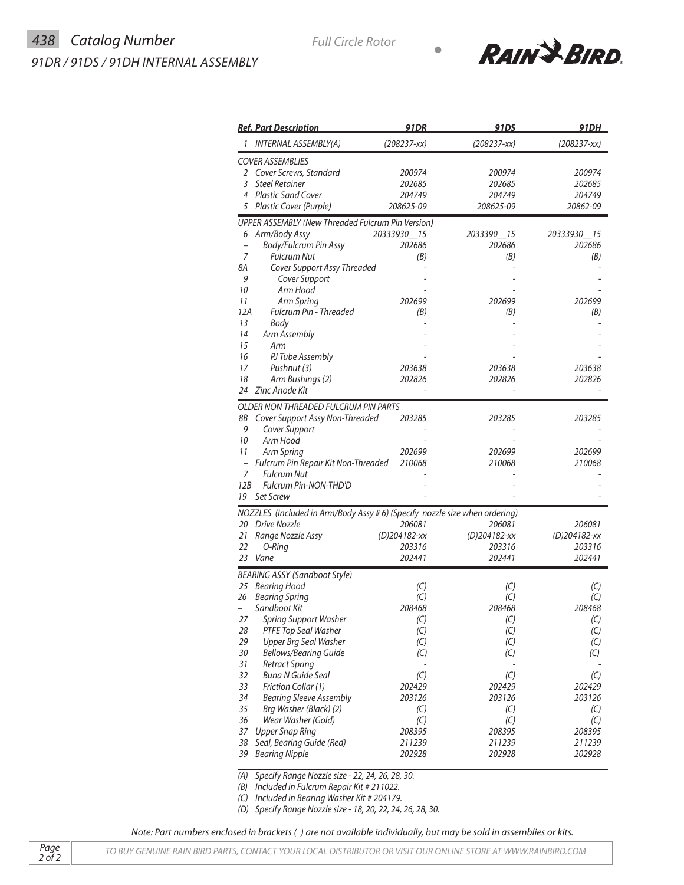# 91DR / 91DS / 91DH INTERNAL ASSEMBLY

| Ref. | Part Description | 91DR | 91DS | 91DH |
|---|---|---|---|---|
| 1 | INTERNAL ASSEMBLY(A) | (208237-xx) | (208237-xx) | (208237-xx) |
| | COVER ASSEMBLIES | | | |
| 2 | Cover Screws, Standard | 200974 | 200974 | 200974 |
| 3 | Steel Retainer | 202685 | 202685 | 202685 |
| 4 | Plastic Sand Cover | 204749 | 204749 | 204749 |
| 5 | Plastic Cover (Purple) | 208625-09 | 208625-09 | 20862-09 |
| | UPPER ASSEMBLY (New Threaded Fulcrum Pin Version) | | | |
| 6 | Arm/Body Assy | 20333930_15 | 2033390_15 | 20333930_15 |
| – | Body/Fulcrum Pin Assy | 202686 | 202686 | 202686 |
| 7 | Fulcrum Nut | (B) | (B) | (B) |
| 8A | Cover Support Assy Threaded | - | - | - |
| 9 | Cover Support | - | - | - |
| 10 | Arm Hood | - | - | - |
| 11 | Arm Spring | 202699 | 202699 | 202699 |
| 12A | Fulcrum Pin - Threaded | (B) | (B) | (B) |
| 13 | Body | - | - | - |
| 14 | Arm Assembly | - | - | - |
| 15 | Arm | - | - | - |
| 16 | PJ Tube Assembly | - | - | - |
| 17 | Pushnut (3) | 203638 | 203638 | 203638 |
| 18 | Arm Bushings (2) | 202826 | 202826 | 202826 |
| 24 | Zinc Anode Kit | - | - | - |
| | OLDER NON THREADED FULCRUM PIN PARTS | | | |
| 8B | Cover Support Assy Non-Threaded | 203285 | 203285 | 203285 |
| 9 | Cover Support | - | - | - |
| 10 | Arm Hood | - | - | - |
| 11 | Arm Spring | 202699 | 202699 | 202699 |
| – | Fulcrum Pin Repair Kit Non-Threaded | 210068 | 210068 | 210068 |
| 7 | Fulcrum Nut | - | - | - |
| 12B | Fulcrum Pin-NON-THD'D | - | - | - |
| 19 | Set Screw | - | - | - |
| | NOZZLES (Included in Arm/Body Assy # 6) (Specify nozzle size when ordering) | | | |
| 20 | Drive Nozzle | 206081 | 206081 | 206081 |
| 21 | Range Nozzle Assy | (D)204182-xx | (D)204182-xx | (D)204182-xx |
| 22 | O-Ring | 203316 | 203316 | 203316 |
| 23 | Vane | 202441 | 202441 | 202441 |
| | BEARING ASSY (Sandboot Style) | | | |
| 25 | Bearing Hood | (C) | (C) | (C) |
| 26 | Bearing Spring | (C) | (C) | (C) |
| – | Sandboot Kit | 208468 | 208468 | 208468 |
| 27 | Spring Support Washer | (C) | (C) | (C) |
| 28 | PTFE Top Seal Washer | (C) | (C) | (C) |
| 29 | Upper Brg Seal Washer | (C) | (C) | (C) |
| 30 | Bellows/Bearing Guide | (C) | (C) | (C) |
| 31 | Retract Spring | - | - | - |
| 32 | Buna N Guide Seal | (C) | (C) | (C) |
| 33 | Friction Collar (1) | 202429 | 202429 | 202429 |
| 34 | Bearing Sleeve Assembly | 203126 | 203126 | 203126 |
| 35 | Brg Washer (Black) (2) | (C) | (C) | (C) |
| 36 | Wear Washer (Gold) | (C) | (C) | (C) |
| 37 | Upper Snap Ring | 208395 | 208395 | 208395 |
| 38 | Seal, Bearing Guide (Red) | 211239 | 211239 | 211239 |
| 39 | Bearing Nipple | 202928 | 202928 | 202928 |

(A) Specify Range Nozzle size - 22, 24, 26, 28, 30.
(B) Included in Fulcrum Repair Kit # 211022.
(C) Included in Bearing Washer Kit # 204179.
(D) Specify Range Nozzle size - 18, 20, 22, 24, 26, 28, 30.

*Note: Part numbers enclosed in brackets ( ) are not available individually, but may be sold in assemblies or kits.*

TO BUY GENUINE RAIN BIRD PARTS, CONTACT YOUR LOCAL DISTRIBUTOR OR VISIT OUR ONLINE STORE AT WWW.RAINBIRD.COM